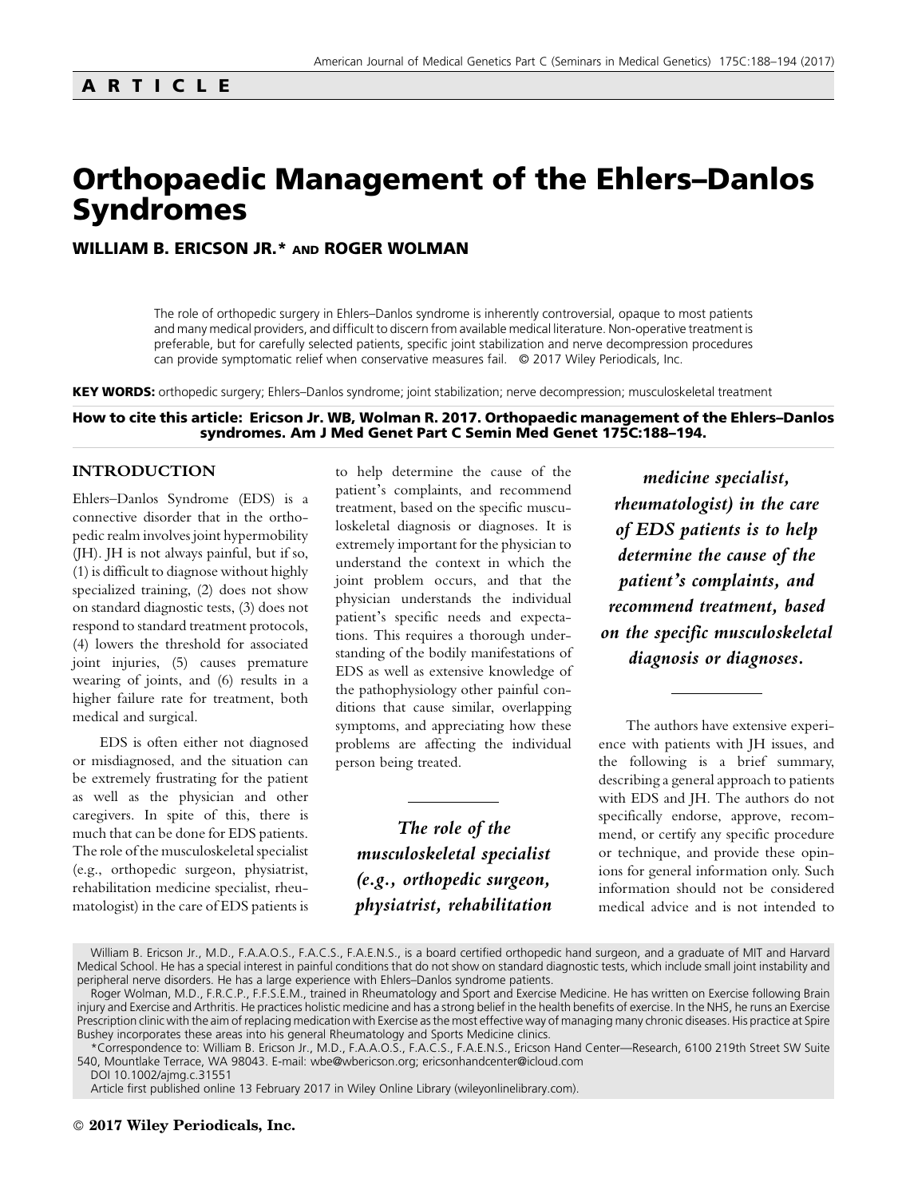**ARTICLE**

# Orthopaedic Management of the Ehlers–Danlos Syndromes

**WILLIAM B. ERICSON JR.\* AND ROGER WOLMAN**

The role of orthopedic surgery in Ehlers–Danlos syndrome is inherently controversial, opaque to most patients and many medical providers, and difficult to discern from available medical literature. Non-operative treatment is preferable, but for carefully selected patients, specific joint stabilization and nerve decompression procedures can provide symptomatic relief when conservative measures fail. © 2017 Wiley Periodicals, Inc.

**KEY WORDS:** orthopedic surgery; Ehlers–Danlos syndrome; joint stabilization; nerve decompression; musculoskeletal treatment

**How to cite this article: Ericson Jr. WB, Wolman R. 2017. Orthopaedic management of the Ehlers–Danlos syndromes. Am J Med Genet Part C Semin Med Genet 175C:188–194.**

## INTRODUCTION

Ehlers–Danlos Syndrome (EDS) is a connective disorder that in the orthopedic realm involves joint hypermobility (JH). JH is not always painful, but if so, (1) is difficult to diagnose without highly specialized training, (2) does not show on standard diagnostic tests, (3) does not respond to standard treatment protocols, (4) lowers the threshold for associated joint injuries, (5) causes premature wearing of joints, and (6) results in a higher failure rate for treatment, both medical and surgical.

EDS is often either not diagnosed or misdiagnosed, and the situation can be extremely frustrating for the patient as well as the physician and other caregivers. In spite of this, there is much that can be done for EDS patients. The role of the musculoskeletal specialist (e.g., orthopedic surgeon, physiatrist, rehabilitation medicine specialist, rheumatologist) in the care of EDS patients is to help determine the cause of the patient's complaints, and recommend treatment, based on the specific musculoskeletal diagnosis or diagnoses. It is extremely important for the physician to understand the context in which the joint problem occurs, and that the physician understands the individual patient's specific needs and expectations. This requires a thorough understanding of the bodily manifestations of EDS as well as extensive knowledge of the pathophysiology other painful conditions that cause similar, overlapping symptoms, and appreciating how these problems are affecting the individual person being treated.

*The role of the musculoskeletal specialist (e.g., orthopedic surgeon, physiatrist, rehabilitation medicine specialist, rheumatologist) in the care of EDS patients is to help determine the cause of the patient's complaints, and recommend treatment, based on the specific musculoskeletal diagnosis or diagnoses.*

The authors have extensive experience with patients with JH issues, and the following is a brief summary, describing a general approach to patients with EDS and JH. The authors do not specifically endorse, approve, recommend, or certify any specific procedure or technique, and provide these opinions for general information only. Such information should not be considered medical advice and is not intended to

---

William B. Ericson Jr., M.D., F.A.A.O.S., F.A.C.S., F.A.E.N.S., is a board certified orthopedic hand surgeon, and a graduate of MIT and Harvard Medical School. He has a special interest in painful conditions that do not show on standard diagnostic tests, which include small joint instability and peripheral nerve disorders. He has a large experience with Ehlers–Danlos syndrome patients.

Roger Wolman, M.D., F.R.C.P., F.F.S.E.M., trained in Rheumatology and Sport and Exercise Medicine. He has written on Exercise following Brain injury and Exercise and Arthritis. He practices holistic medicine and has a strong belief in the health benefits of exercise. In the NHS, he runs an Exercise Prescription clinic with the aim of replacing medication with Exercise as the most effective way of managing many chronic diseases. His practice at Spire Bushey incorporates these areas into his general Rheumatology and Sports Medicine clinics.

\*Correspondence to: William B. Ericson Jr., M.D., F.A.A.O.S., F.A.C.S., F.A.E.N.S., Ericson Hand Center—Research, 6100 219th Street SW Suite 540, Mountlake Terrace, WA 98043. E-mail: wbe@wbericson.org; ericsonhandcenter@icloud.com

DOI 10.1002/ajmg.c.31551

Article first published online 13 February 2017 in Wiley Online Library (wileyonlinelibrary.com).

© 2017 Wiley Periodicals, Inc.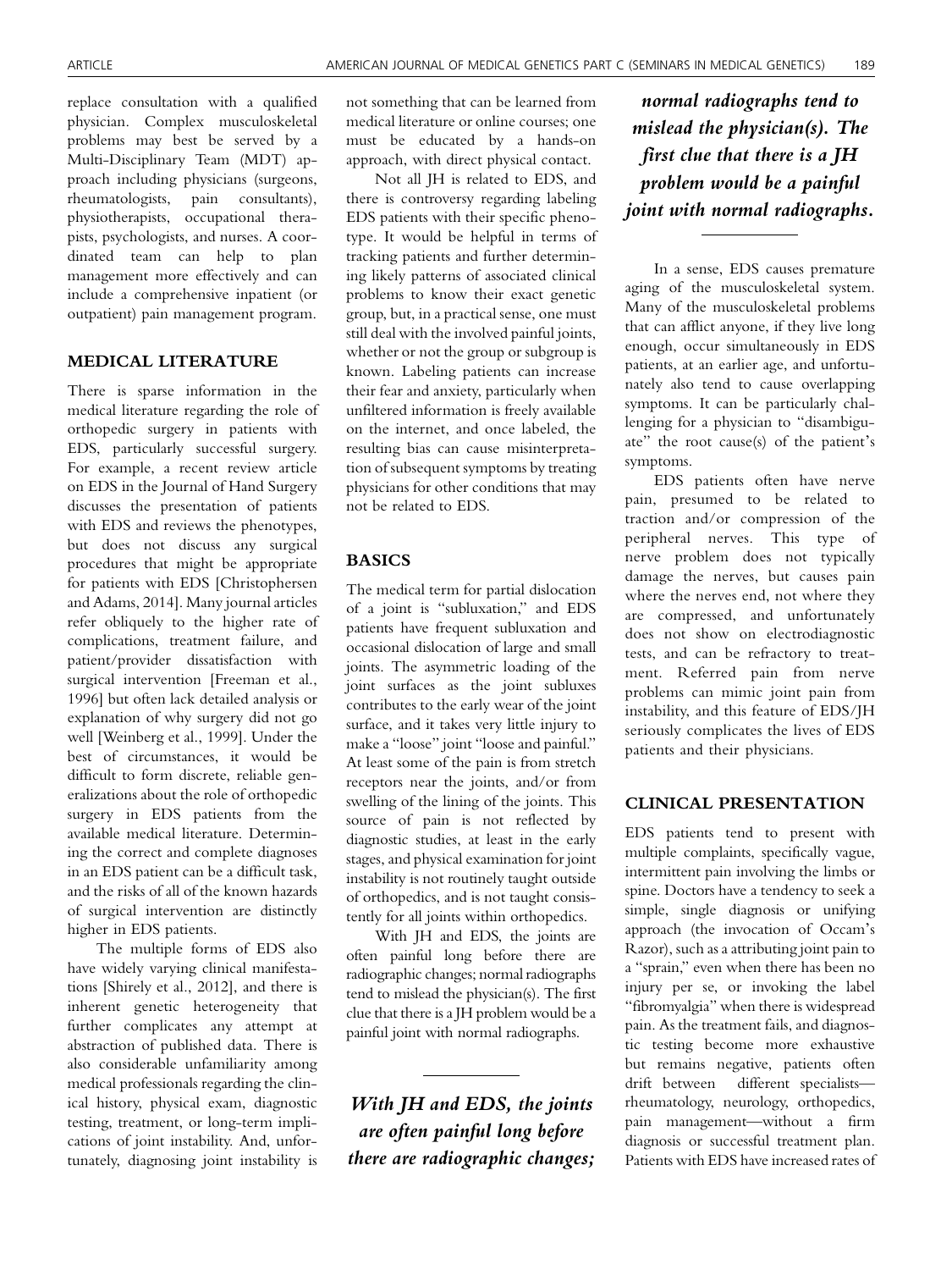replace consultation with a qualified physician. Complex musculoskeletal problems may best be served by a Multi-Disciplinary Team (MDT) approach including physicians (surgeons, rheumatologists, pain consultants), physiotherapists, occupational therapists, psychologists, and nurses. A coordinated team can help to plan management more effectively and can include a comprehensive inpatient (or outpatient) pain management program.

## MEDICAL LITERATURE

There is sparse information in the medical literature regarding the role of orthopedic surgery in patients with EDS, particularly successful surgery. For example, a recent review article on EDS in the Journal of Hand Surgery discusses the presentation of patients with EDS and reviews the phenotypes, but does not discuss any surgical procedures that might be appropriate for patients with EDS [Christophersen and Adams, 2014]. Many journal articles refer obliquely to the higher rate of complications, treatment failure, and patient/provider dissatisfaction with surgical intervention [Freeman et al., 1996] but often lack detailed analysis or explanation of why surgery did not go well [Weinberg et al., 1999]. Under the best of circumstances, it would be difficult to form discrete, reliable generalizations about the role of orthopedic surgery in EDS patients from the available medical literature. Determining the correct and complete diagnoses in an EDS patient can be a difficult task, and the risks of all of the known hazards of surgical intervention are distinctly higher in EDS patients.

The multiple forms of EDS also have widely varying clinical manifestations [Shirely et al., 2012], and there is inherent genetic heterogeneity that further complicates any attempt at abstraction of published data. There is also considerable unfamiliarity among medical professionals regarding the clinical history, physical exam, diagnostic testing, treatment, or long-term implications of joint instability. And, unfortunately, diagnosing joint instability is not something that can be learned from medical literature or online courses; one must be educated by a hands-on approach, with direct physical contact.

Not all JH is related to EDS, and there is controversy regarding labeling EDS patients with their specific phenotype. It would be helpful in terms of tracking patients and further determining likely patterns of associated clinical problems to know their exact genetic group, but, in a practical sense, one must still deal with the involved painful joints, whether or not the group or subgroup is known. Labeling patients can increase their fear and anxiety, particularly when unfiltered information is freely available on the internet, and once labeled, the resulting bias can cause misinterpretation of subsequent symptoms by treating physicians for other conditions that may not be related to EDS.

## BASICS

The medical term for partial dislocation of a joint is "subluxation," and EDS patients have frequent subluxation and occasional dislocation of large and small joints. The asymmetric loading of the joint surfaces as the joint subluxes contributes to the early wear of the joint surface, and it takes very little injury to make a "loose" joint "loose and painful." At least some of the pain is from stretch receptors near the joints, and/or from swelling of the lining of the joints. This source of pain is not reflected by diagnostic studies, at least in the early stages, and physical examination for joint instability is not routinely taught outside of orthopedics, and is not taught consistently for all joints within orthopedics.

With JH and EDS, the joints are often painful long before there are radiographic changes; normal radiographs tend to mislead the physician(s). The first clue that there is a JH problem would be a painful joint with normal radiographs.

> ***With JH and EDS, the joints are often painful long before there are radiographic changes; normal radiographs tend to mislead the physician(s). The first clue that there is a JH problem would be a painful joint with normal radiographs.***

In a sense, EDS causes premature aging of the musculoskeletal system. Many of the musculoskeletal problems that can afflict anyone, if they live long enough, occur simultaneously in EDS patients, at an earlier age, and unfortunately also tend to cause overlapping symptoms. It can be particularly challenging for a physician to "disambiguate" the root cause(s) of the patient's symptoms.

EDS patients often have nerve pain, presumed to be related to traction and/or compression of the peripheral nerves. This type of nerve problem does not typically damage the nerves, but causes pain where the nerves end, not where they are compressed, and unfortunately does not show on electrodiagnostic tests, and can be refractory to treatment. Referred pain from nerve problems can mimic joint pain from instability, and this feature of EDS/JH seriously complicates the lives of EDS patients and their physicians.

## CLINICAL PRESENTATION

EDS patients tend to present with multiple complaints, specifically vague, intermittent pain involving the limbs or spine. Doctors have a tendency to seek a simple, single diagnosis or unifying approach (the invocation of Occam's Razor), such as a attributing joint pain to a "sprain," even when there has been no injury per se, or invoking the label "fibromyalgia" when there is widespread pain. As the treatment fails, and diagnostic testing become more exhaustive but remains negative, patients often drift between different specialists—rheumatology, neurology, orthopedics, pain management—without a firm diagnosis or successful treatment plan. Patients with EDS have increased rates of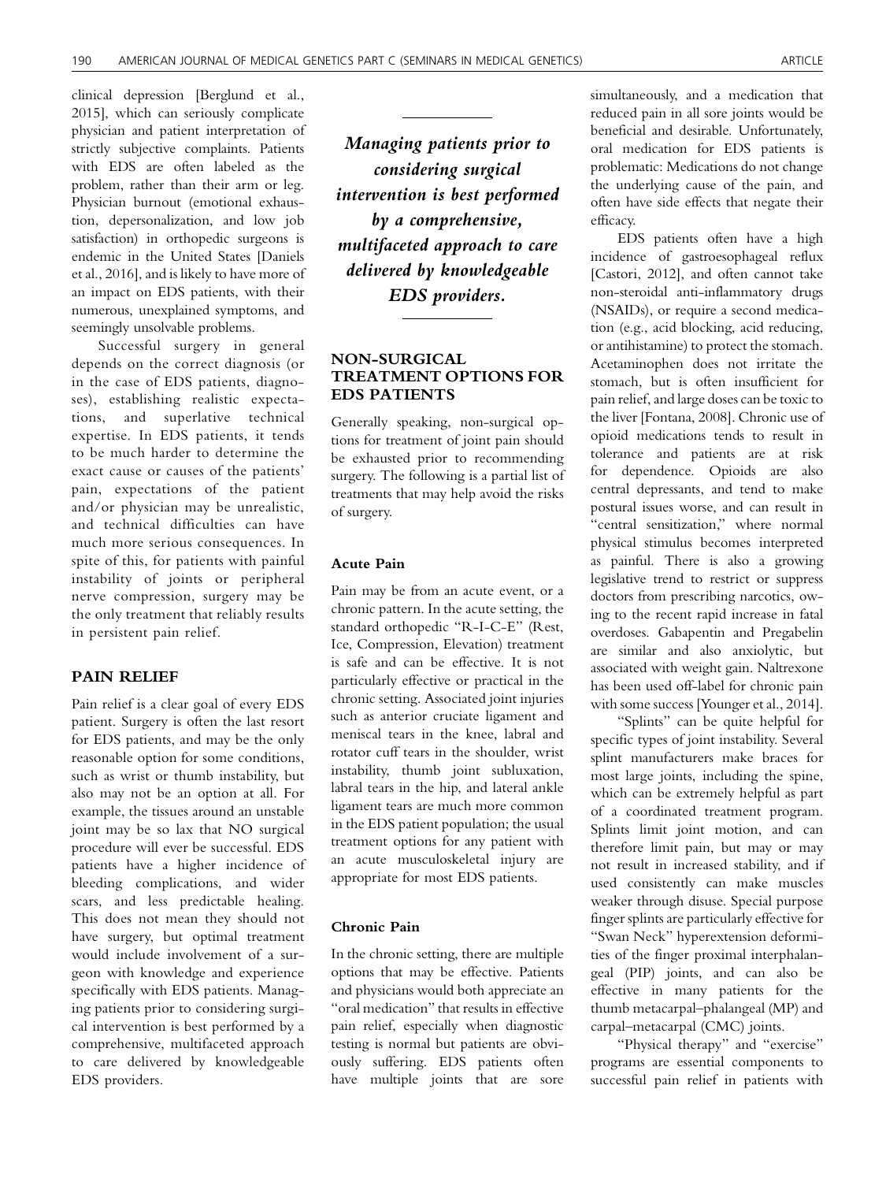clinical depression [Berglund et al., 2015], which can seriously complicate physician and patient interpretation of strictly subjective complaints. Patients with EDS are often labeled as the problem, rather than their arm or leg. Physician burnout (emotional exhaustion, depersonalization, and low job satisfaction) in orthopedic surgeons is endemic in the United States [Daniels et al., 2016], and is likely to have more of an impact on EDS patients, with their numerous, unexplained symptoms, and seemingly unsolvable problems.

Successful surgery in general depends on the correct diagnosis (or in the case of EDS patients, diagnoses), establishing realistic expectations, and superlative technical expertise. In EDS patients, it tends to be much harder to determine the exact cause or causes of the patients' pain, expectations of the patient and/or physician may be unrealistic, and technical difficulties can have much more serious consequences. In spite of this, for patients with painful instability of joints or peripheral nerve compression, surgery may be the only treatment that reliably results in persistent pain relief.

## PAIN RELIEF

Pain relief is a clear goal of every EDS patient. Surgery is often the last resort for EDS patients, and may be the only reasonable option for some conditions, such as wrist or thumb instability, but also may not be an option at all. For example, the tissues around an unstable joint may be so lax that NO surgical procedure will ever be successful. EDS patients have a higher incidence of bleeding complications, and wider scars, and less predictable healing. This does not mean they should not have surgery, but optimal treatment would include involvement of a surgeon with knowledge and experience specifically with EDS patients. Managing patients prior to considering surgical intervention is best performed by a comprehensive, multifaceted approach to care delivered by knowledgeable EDS providers.

*Managing patients prior to considering surgical intervention is best performed by a comprehensive, multifaceted approach to care delivered by knowledgeable EDS providers.*

## NON-SURGICAL TREATMENT OPTIONS FOR EDS PATIENTS

Generally speaking, non-surgical options for treatment of joint pain should be exhausted prior to recommending surgery. The following is a partial list of treatments that may help avoid the risks of surgery.

### Acute Pain

Pain may be from an acute event, or a chronic pattern. In the acute setting, the standard orthopedic "R-I-C-E" (Rest, Ice, Compression, Elevation) treatment is safe and can be effective. It is not particularly effective or practical in the chronic setting. Associated joint injuries such as anterior cruciate ligament and meniscal tears in the knee, labral and rotator cuff tears in the shoulder, wrist instability, thumb joint subluxation, labral tears in the hip, and lateral ankle ligament tears are much more common in the EDS patient population; the usual treatment options for any patient with an acute musculoskeletal injury are appropriate for most EDS patients.

### Chronic Pain

In the chronic setting, there are multiple options that may be effective. Patients and physicians would both appreciate an "oral medication" that results in effective pain relief, especially when diagnostic testing is normal but patients are obviously suffering. EDS patients often have multiple joints that are sore simultaneously, and a medication that reduced pain in all sore joints would be beneficial and desirable. Unfortunately, oral medication for EDS patients is problematic: Medications do not change the underlying cause of the pain, and often have side effects that negate their efficacy.

EDS patients often have a high incidence of gastroesophageal reflux [Castori, 2012], and often cannot take non-steroidal anti-inflammatory drugs (NSAIDs), or require a second medication (e.g., acid blocking, acid reducing, or antihistamine) to protect the stomach. Acetaminophen does not irritate the stomach, but is often insufficient for pain relief, and large doses can be toxic to the liver [Fontana, 2008]. Chronic use of opioid medications tends to result in tolerance and patients are at risk for dependence. Opioids are also central depressants, and tend to make postural issues worse, and can result in "central sensitization," where normal physical stimulus becomes interpreted as painful. There is also a growing legislative trend to restrict or suppress doctors from prescribing narcotics, owing to the recent rapid increase in fatal overdoses. Gabapentin and Pregabelin are similar and also anxiolytic, but associated with weight gain. Naltrexone has been used off-label for chronic pain with some success [Younger et al., 2014].

"Splints" can be quite helpful for specific types of joint instability. Several splint manufacturers make braces for most large joints, including the spine, which can be extremely helpful as part of a coordinated treatment program. Splints limit joint motion, and can therefore limit pain, but may or may not result in increased stability, and if used consistently can make muscles weaker through disuse. Special purpose finger splints are particularly effective for "Swan Neck" hyperextension deformities of the finger proximal interphalangeal (PIP) joints, and can also be effective in many patients for the thumb metacarpal–phalangeal (MP) and carpal–metacarpal (CMC) joints.

"Physical therapy" and "exercise" programs are essential components to successful pain relief in patients with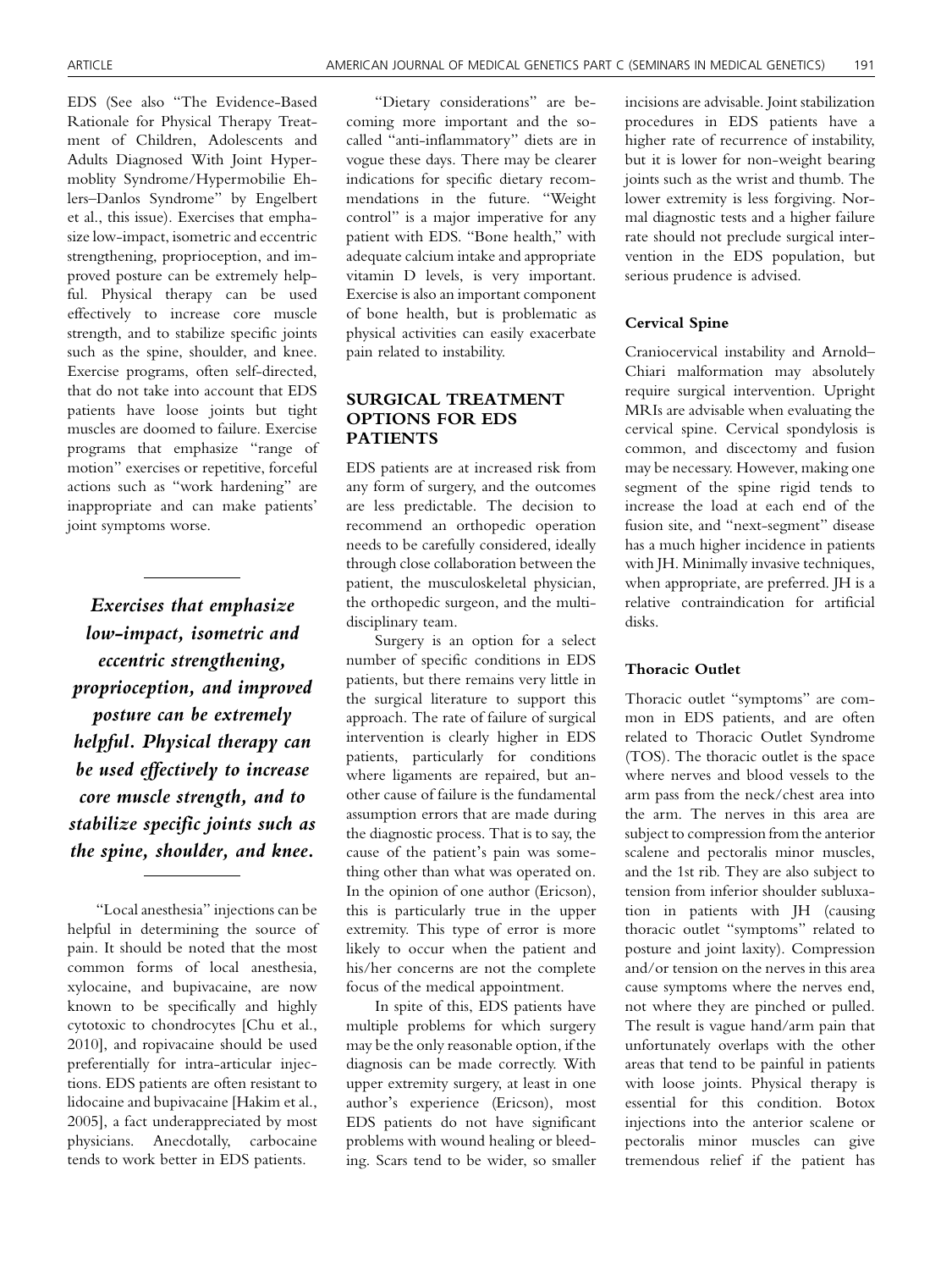EDS (See also "The Evidence-Based Rationale for Physical Therapy Treatment of Children, Adolescents and Adults Diagnosed With Joint Hypermoblity Syndrome/Hypermobilie Ehlers–Danlos Syndrome" by Engelbert et al., this issue). Exercises that emphasize low-impact, isometric and eccentric strengthening, proprioception, and improved posture can be extremely helpful. Physical therapy can be used effectively to increase core muscle strength, and to stabilize specific joints such as the spine, shoulder, and knee. Exercise programs, often self-directed, that do not take into account that EDS patients have loose joints but tight muscles are doomed to failure. Exercise programs that emphasize "range of motion" exercises or repetitive, forceful actions such as "work hardening" are inappropriate and can make patients' joint symptoms worse.

*Exercises that emphasize low-impact, isometric and eccentric strengthening, proprioception, and improved posture can be extremely helpful. Physical therapy can be used effectively to increase core muscle strength, and to stabilize specific joints such as the spine, shoulder, and knee.*

"Local anesthesia" injections can be helpful in determining the source of pain. It should be noted that the most common forms of local anesthesia, xylocaine, and bupivacaine, are now known to be specifically and highly cytotoxic to chondrocytes [Chu et al., 2010], and ropivacaine should be used preferentially for intra-articular injections. EDS patients are often resistant to lidocaine and bupivacaine [Hakim et al., 2005], a fact underappreciated by most physicians. Anecdotally, carbocaine tends to work better in EDS patients.

"Dietary considerations" are becoming more important and the so-called "anti-inflammatory" diets are in vogue these days. There may be clearer indications for specific dietary recommendations in the future. "Weight control" is a major imperative for any patient with EDS. "Bone health," with adequate calcium intake and appropriate vitamin D levels, is very important. Exercise is also an important component of bone health, but is problematic as physical activities can easily exacerbate pain related to instability.

## SURGICAL TREATMENT OPTIONS FOR EDS PATIENTS

EDS patients are at increased risk from any form of surgery, and the outcomes are less predictable. The decision to recommend an orthopedic operation needs to be carefully considered, ideally through close collaboration between the patient, the musculoskeletal physician, the orthopedic surgeon, and the multidisciplinary team.

Surgery is an option for a select number of specific conditions in EDS patients, but there remains very little in the surgical literature to support this approach. The rate of failure of surgical intervention is clearly higher in EDS patients, particularly for conditions where ligaments are repaired, but another cause of failure is the fundamental assumption errors that are made during the diagnostic process. That is to say, the cause of the patient's pain was something other than what was operated on. In the opinion of one author (Ericson), this is particularly true in the upper extremity. This type of error is more likely to occur when the patient and his/her concerns are not the complete focus of the medical appointment.

In spite of this, EDS patients have multiple problems for which surgery may be the only reasonable option, if the diagnosis can be made correctly. With upper extremity surgery, at least in one author's experience (Ericson), most EDS patients do not have significant problems with wound healing or bleeding. Scars tend to be wider, so smaller incisions are advisable. Joint stabilization procedures in EDS patients have a higher rate of recurrence of instability, but it is lower for non-weight bearing joints such as the wrist and thumb. The lower extremity is less forgiving. Normal diagnostic tests and a higher failure rate should not preclude surgical intervention in the EDS population, but serious prudence is advised.

### Cervical Spine

Craniocervical instability and Arnold–Chiari malformation may absolutely require surgical intervention. Upright MRIs are advisable when evaluating the cervical spine. Cervical spondylosis is common, and discectomy and fusion may be necessary. However, making one segment of the spine rigid tends to increase the load at each end of the fusion site, and "next-segment" disease has a much higher incidence in patients with JH. Minimally invasive techniques, when appropriate, are preferred. JH is a relative contraindication for artificial disks.

### Thoracic Outlet

Thoracic outlet "symptoms" are common in EDS patients, and are often related to Thoracic Outlet Syndrome (TOS). The thoracic outlet is the space where nerves and blood vessels to the arm pass from the neck/chest area into the arm. The nerves in this area are subject to compression from the anterior scalene and pectoralis minor muscles, and the 1st rib. They are also subject to tension from inferior shoulder subluxation in patients with JH (causing thoracic outlet "symptoms" related to posture and joint laxity). Compression and/or tension on the nerves in this area cause symptoms where the nerves end, not where they are pinched or pulled. The result is vague hand/arm pain that unfortunately overlaps with the other areas that tend to be painful in patients with loose joints. Physical therapy is essential for this condition. Botox injections into the anterior scalene or pectoralis minor muscles can give tremendous relief if the patient has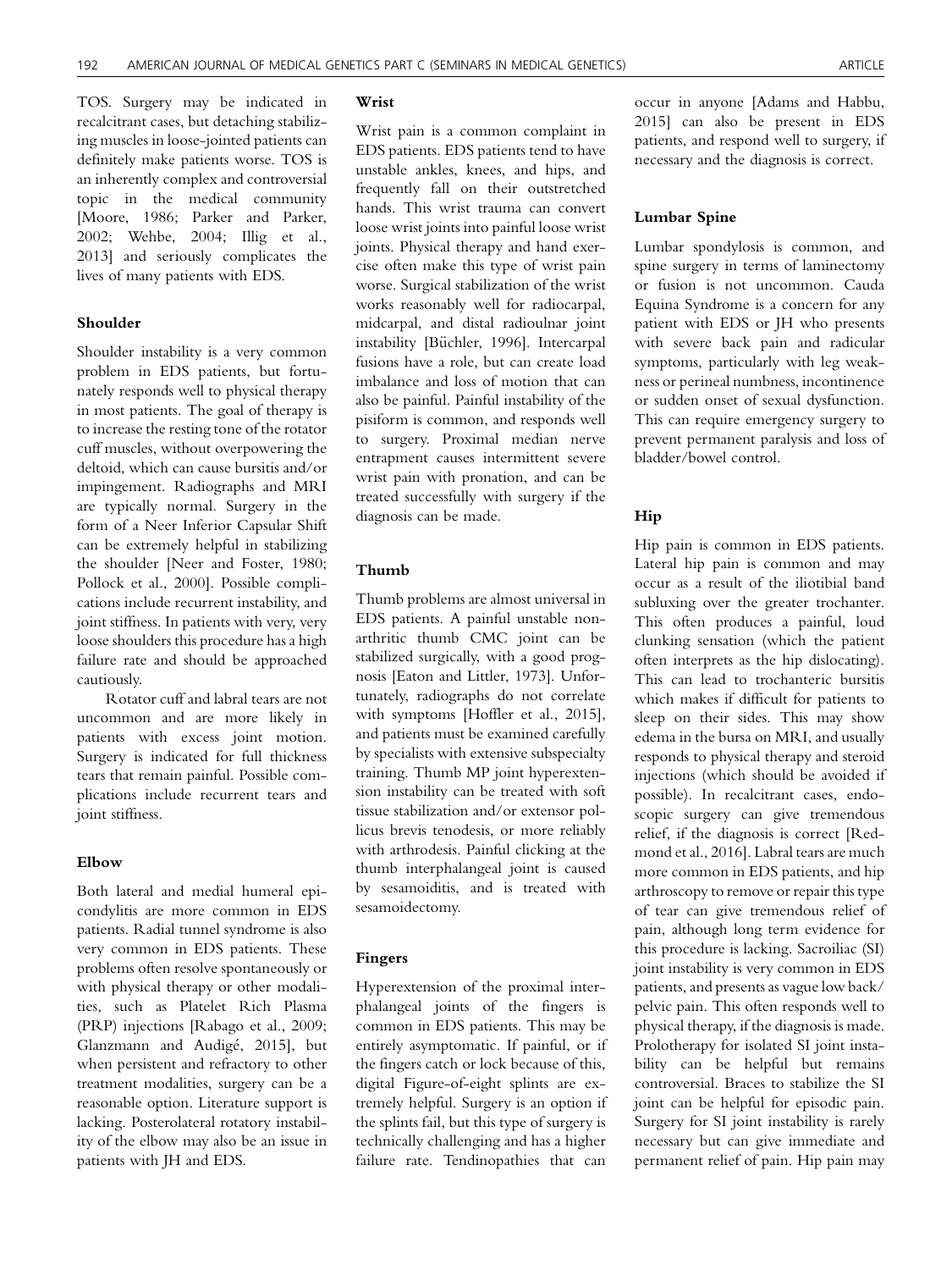TOS. Surgery may be indicated in recalcitrant cases, but detaching stabilizing muscles in loose-jointed patients can definitely make patients worse. TOS is an inherently complex and controversial topic in the medical community [Moore, 1986; Parker and Parker, 2002; Wehbe, 2004; Illig et al., 2013] and seriously complicates the lives of many patients with EDS.

### Shoulder

Shoulder instability is a very common problem in EDS patients, but fortunately responds well to physical therapy in most patients. The goal of therapy is to increase the resting tone of the rotator cuff muscles, without overpowering the deltoid, which can cause bursitis and/or impingement. Radiographs and MRI are typically normal. Surgery in the form of a Neer Inferior Capsular Shift can be extremely helpful in stabilizing the shoulder [Neer and Foster, 1980; Pollock et al., 2000]. Possible complications include recurrent instability, and joint stiffness. In patients with very, very loose shoulders this procedure has a high failure rate and should be approached cautiously.

Rotator cuff and labral tears are not uncommon and are more likely in patients with excess joint motion. Surgery is indicated for full thickness tears that remain painful. Possible complications include recurrent tears and joint stiffness.

### Elbow

Both lateral and medial humeral epicondylitis are more common in EDS patients. Radial tunnel syndrome is also very common in EDS patients. These problems often resolve spontaneously or with physical therapy or other modalities, such as Platelet Rich Plasma (PRP) injections [Rabago et al., 2009; Glanzmann and Audigé, 2015], but when persistent and refractory to other treatment modalities, surgery can be a reasonable option. Literature support is lacking. Posterolateral rotatory instability of the elbow may also be an issue in patients with JH and EDS.

### Wrist

Wrist pain is a common complaint in EDS patients. EDS patients tend to have unstable ankles, knees, and hips, and frequently fall on their outstretched hands. This wrist trauma can convert loose wrist joints into painful loose wrist joints. Physical therapy and hand exercise often make this type of wrist pain worse. Surgical stabilization of the wrist works reasonably well for radiocarpal, midcarpal, and distal radioulnar joint instability [Büchler, 1996]. Intercarpal fusions have a role, but can create load imbalance and loss of motion that can also be painful. Painful instability of the pisiform is common, and responds well to surgery. Proximal median nerve entrapment causes intermittent severe wrist pain with pronation, and can be treated successfully with surgery if the diagnosis can be made.

### Thumb

Thumb problems are almost universal in EDS patients. A painful unstable non-arthritic thumb CMC joint can be stabilized surgically, with a good prognosis [Eaton and Littler, 1973]. Unfortunately, radiographs do not correlate with symptoms [Hoffler et al., 2015], and patients must be examined carefully by specialists with extensive subspecialty training. Thumb MP joint hyperextension instability can be treated with soft tissue stabilization and/or extensor pollicus brevis tenodesis, or more reliably with arthrodesis. Painful clicking at the thumb interphalangeal joint is caused by sesamoiditis, and is treated with sesamoidectomy.

### Fingers

Hyperextension of the proximal interphalangeal joints of the fingers is common in EDS patients. This may be entirely asymptomatic. If painful, or if the fingers catch or lock because of this, digital Figure-of-eight splints are extremely helpful. Surgery is an option if the splints fail, but this type of surgery is technically challenging and has a higher failure rate. Tendinopathies that can occur in anyone [Adams and Habbu, 2015] can also be present in EDS patients, and respond well to surgery, if necessary and the diagnosis is correct.

### Lumbar Spine

Lumbar spondylosis is common, and spine surgery in terms of laminectomy or fusion is not uncommon. Cauda Equina Syndrome is a concern for any patient with EDS or JH who presents with severe back pain and radicular symptoms, particularly with leg weakness or perineal numbness, incontinence or sudden onset of sexual dysfunction. This can require emergency surgery to prevent permanent paralysis and loss of bladder/bowel control.

### Hip

Hip pain is common in EDS patients. Lateral hip pain is common and may occur as a result of the iliotibial band subluxing over the greater trochanter. This often produces a painful, loud clunking sensation (which the patient often interprets as the hip dislocating). This can lead to trochanteric bursitis which makes if difficult for patients to sleep on their sides. This may show edema in the bursa on MRI, and usually responds to physical therapy and steroid injections (which should be avoided if possible). In recalcitrant cases, endoscopic surgery can give tremendous relief, if the diagnosis is correct [Redmond et al., 2016]. Labral tears are much more common in EDS patients, and hip arthroscopy to remove or repair this type of tear can give tremendous relief of pain, although long term evidence for this procedure is lacking. Sacroiliac (SI) joint instability is very common in EDS patients, and presents as vague low back/pelvic pain. This often responds well to physical therapy, if the diagnosis is made. Prolotherapy for isolated SI joint instability can be helpful but remains controversial. Braces to stabilize the SI joint can be helpful for episodic pain. Surgery for SI joint instability is rarely necessary but can give immediate and permanent relief of pain. Hip pain may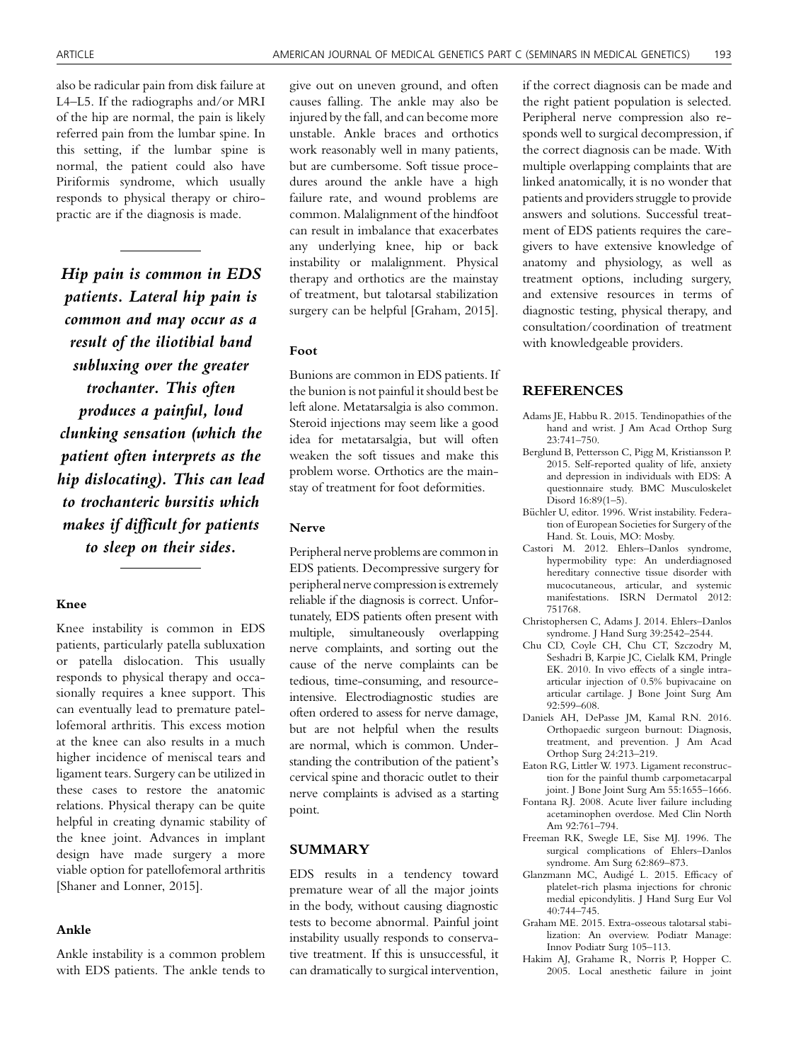also be radicular pain from disk failure at L4–L5. If the radiographs and/or MRI of the hip are normal, the pain is likely referred pain from the lumbar spine. In this setting, if the lumbar spine is normal, the patient could also have Piriformis syndrome, which usually responds to physical therapy or chiropractic are if the diagnosis is made.

***Hip pain is common in EDS patients. Lateral hip pain is common and may occur as a result of the iliotibial band subluxing over the greater trochanter. This often produces a painful, loud clunking sensation (which the patient often interprets as the hip dislocating). This can lead to trochanteric bursitis which makes if difficult for patients to sleep on their sides.***

### Knee

Knee instability is common in EDS patients, particularly patella subluxation or patella dislocation. This usually responds to physical therapy and occasionally requires a knee support. This can eventually lead to premature patellofemoral arthritis. This excess motion at the knee can also results in a much higher incidence of meniscal tears and ligament tears. Surgery can be utilized in these cases to restore the anatomic relations. Physical therapy can be quite helpful in creating dynamic stability of the knee joint. Advances in implant design have made surgery a more viable option for patellofemoral arthritis [Shaner and Lonner, 2015].

### Ankle

Ankle instability is a common problem with EDS patients. The ankle tends to give out on uneven ground, and often causes falling. The ankle may also be injured by the fall, and can become more unstable. Ankle braces and orthotics work reasonably well in many patients, but are cumbersome. Soft tissue procedures around the ankle have a high failure rate, and wound problems are common. Malalignment of the hindfoot can result in imbalance that exacerbates any underlying knee, hip or back instability or malalignment. Physical therapy and orthotics are the mainstay of treatment, but talotarsal stabilization surgery can be helpful [Graham, 2015].

### Foot

Bunions are common in EDS patients. If the bunion is not painful it should best be left alone. Metatarsalgia is also common. Steroid injections may seem like a good idea for metatarsalgia, but will often weaken the soft tissues and make this problem worse. Orthotics are the mainstay of treatment for foot deformities.

### Nerve

Peripheral nerve problems are common in EDS patients. Decompressive surgery for peripheral nerve compression is extremely reliable if the diagnosis is correct. Unfortunately, EDS patients often present with multiple, simultaneously overlapping nerve complaints, and sorting out the cause of the nerve complaints can be tedious, time-consuming, and resource-intensive. Electrodiagnostic studies are often ordered to assess for nerve damage, but are not helpful when the results are normal, which is common. Understanding the contribution of the patient's cervical spine and thoracic outlet to their nerve complaints is advised as a starting point.

## SUMMARY

EDS results in a tendency toward premature wear of all the major joints in the body, without causing diagnostic tests to become abnormal. Painful joint instability usually responds to conservative treatment. If this is unsuccessful, it can dramatically to surgical intervention, if the correct diagnosis can be made and the right patient population is selected. Peripheral nerve compression also responds well to surgical decompression, if the correct diagnosis can be made. With multiple overlapping complaints that are linked anatomically, it is no wonder that patients and providers struggle to provide answers and solutions. Successful treatment of EDS patients requires the caregivers to have extensive knowledge of anatomy and physiology, as well as treatment options, including surgery, and extensive resources in terms of diagnostic testing, physical therapy, and consultation/coordination of treatment with knowledgeable providers.

## REFERENCES

Adams JE, Habbu R. 2015. Tendinopathies of the hand and wrist. J Am Acad Orthop Surg 23:741–750.

Berglund B, Pettersson C, Pigg M, Kristiansson P. 2015. Self-reported quality of life, anxiety and depression in individuals with EDS: A questionnaire study. BMC Musculoskelet Disord 16:89(1–5).

Büchler U, editor. 1996. Wrist instability. Federation of European Societies for Surgery of the Hand. St. Louis, MO: Mosby.

Castori M. 2012. Ehlers–Danlos syndrome, hypermobility type: An underdiagnosed hereditary connective tissue disorder with mucocutaneous, articular, and systemic manifestations. ISRN Dermatol 2012: 751768.

Christophersen C, Adams J. 2014. Ehlers–Danlos syndrome. J Hand Surg 39:2542–2544.

Chu CD, Coyle CH, Chu CT, Szczodry M, Seshadri B, Karpie JC, Cielalk KM, Pringle EK. 2010. In vivo effects of a single intra-articular injection of 0.5% bupivacaine on articular cartilage. J Bone Joint Surg Am 92:599–608.

Daniels AH, DePasse JM, Kamal RN. 2016. Orthopaedic surgeon burnout: Diagnosis, treatment, and prevention. J Am Acad Orthop Surg 24:213–219.

Eaton RG, Littler W. 1973. Ligament reconstruction for the painful thumb carpometacarpal joint. J Bone Joint Surg Am 55:1655–1666.

Fontana RJ. 2008. Acute liver failure including acetaminophen overdose. Med Clin North Am 92:761–794.

Freeman RK, Swegle LE, Sise MJ. 1996. The surgical complications of Ehlers–Danlos syndrome. Am Surg 62:869–873.

Glanzmann MC, Audigé L. 2015. Efficacy of platelet-rich plasma injections for chronic medial epicondylitis. J Hand Surg Eur Vol 40:744–745.

Graham ME. 2015. Extra-osseous talotarsal stabilization: An overview. Podiatr Manage: Innov Podiatr Surg 105–113.

Hakim AJ, Grahame R, Norris P, Hopper C. 2005. Local anesthetic failure in joint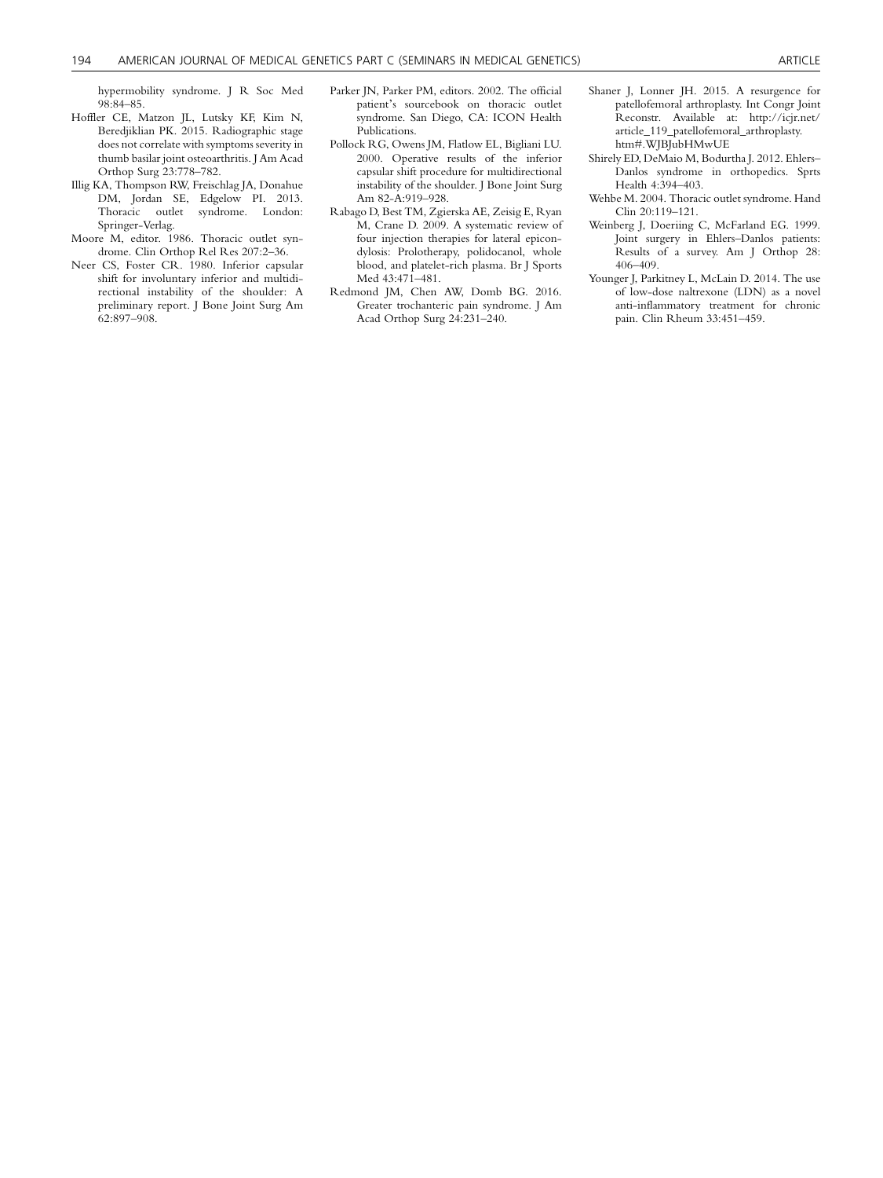hypermobility syndrome. J R Soc Med 98:84–85.

Hoffler CE, Matzon JL, Lutsky KF, Kim N, Beredjiklian PK. 2015. Radiographic stage does not correlate with symptoms severity in thumb basilar joint osteoarthritis. J Am Acad Orthop Surg 23:778–782.

Illig KA, Thompson RW, Freischlag JA, Donahue DM, Jordan SE, Edgelow PI. 2013. Thoracic outlet syndrome. London: Springer-Verlag.

Moore M, editor. 1986. Thoracic outlet syndrome. Clin Orthop Rel Res 207:2–36.

Neer CS, Foster CR. 1980. Inferior capsular shift for involuntary inferior and multidirectional instability of the shoulder: A preliminary report. J Bone Joint Surg Am 62:897–908.

Parker JN, Parker PM, editors. 2002. The official patient's sourcebook on thoracic outlet syndrome. San Diego, CA: ICON Health Publications.

Pollock RG, Owens JM, Flatlow EL, Bigliani LU. 2000. Operative results of the inferior capsular shift procedure for multidirectional instability of the shoulder. J Bone Joint Surg Am 82-A:919–928.

Rabago D, Best TM, Zgierska AE, Zeisig E, Ryan M, Crane D. 2009. A systematic review of four injection therapies for lateral epicondylosis: Prolotherapy, polidocanol, whole blood, and platelet-rich plasma. Br J Sports Med 43:471–481.

Redmond JM, Chen AW, Domb BG. 2016. Greater trochanteric pain syndrome. J Am Acad Orthop Surg 24:231–240.

Shaner J, Lonner JH. 2015. A resurgence for patellofemoral arthroplasty. Int Congr Joint Reconstr. Available at: http://icjr.net/article_119_patellofemoral_arthroplasty.htm#.WJBJubHMwUE

Shirely ED, DeMaio M, Bodurtha J. 2012. Ehlers–Danlos syndrome in orthopedics. Sprts Health 4:394–403.

Wehbe M. 2004. Thoracic outlet syndrome. Hand Clin 20:119–121.

Weinberg J, Doeriing C, McFarland EG. 1999. Joint surgery in Ehlers–Danlos patients: Results of a survey. Am J Orthop 28: 406–409.

Younger J, Parkitney L, McLain D. 2014. The use of low-dose naltrexone (LDN) as a novel anti-inflammatory treatment for chronic pain. Clin Rheum 33:451–459.